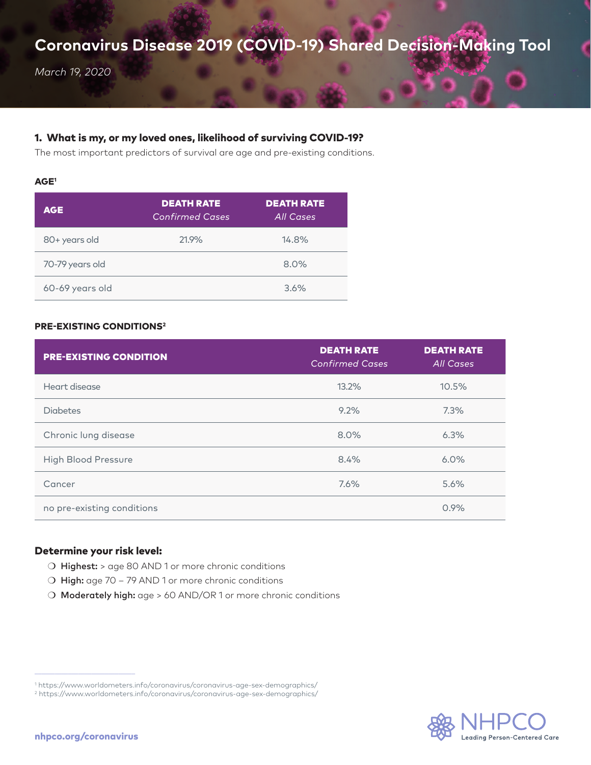# Coronavirus Disease 2019 (COVID-19) Shared Decision-Making Tool

*March 19, 2020*

## 1. What is my, or my loved ones, likelihood of surviving COVID-19?

The most important predictors of survival are age and pre-existing conditions.

### AGE[1]

| AGE | DEATH RATE *Confirmed Cases* | DEATH RATE *All Cases* |
|---|---|---|
| 80+ years old | 21.9% | 14.8% |
| 70-79 years old | | 8.0% |
| 60-69 years old | | 3.6% |

### PRE-EXISTING CONDITIONS[2]

| PRE-EXISTING CONDITION | DEATH RATE *Confirmed Cases* | DEATH RATE *All Cases* |
|---|---|---|
| Heart disease | 13.2% | 10.5% |
| Diabetes | 9.2% | 7.3% |
| Chronic lung disease | 8.0% | 6.3% |
| High Blood Pressure | 8.4% | 6.0% |
| Cancer | 7.6% | 5.6% |
| no pre-existing conditions | | 0.9% |

### Determine your risk level:

- ❍ **Highest:** > age 80 AND 1 or more chronic conditions
- ❍ **High:** age 70 – 79 AND 1 or more chronic conditions
- ❍ **Moderately high:** age > 60 AND/OR 1 or more chronic conditions

---

[1] https://www.worldometers.info/coronavirus/coronavirus-age-sex-demographics/
[2] https://www.worldometers.info/coronavirus/coronavirus-age-sex-demographics/

nhpco.org/coronavirus

NHPCO Leading Person-Centered Care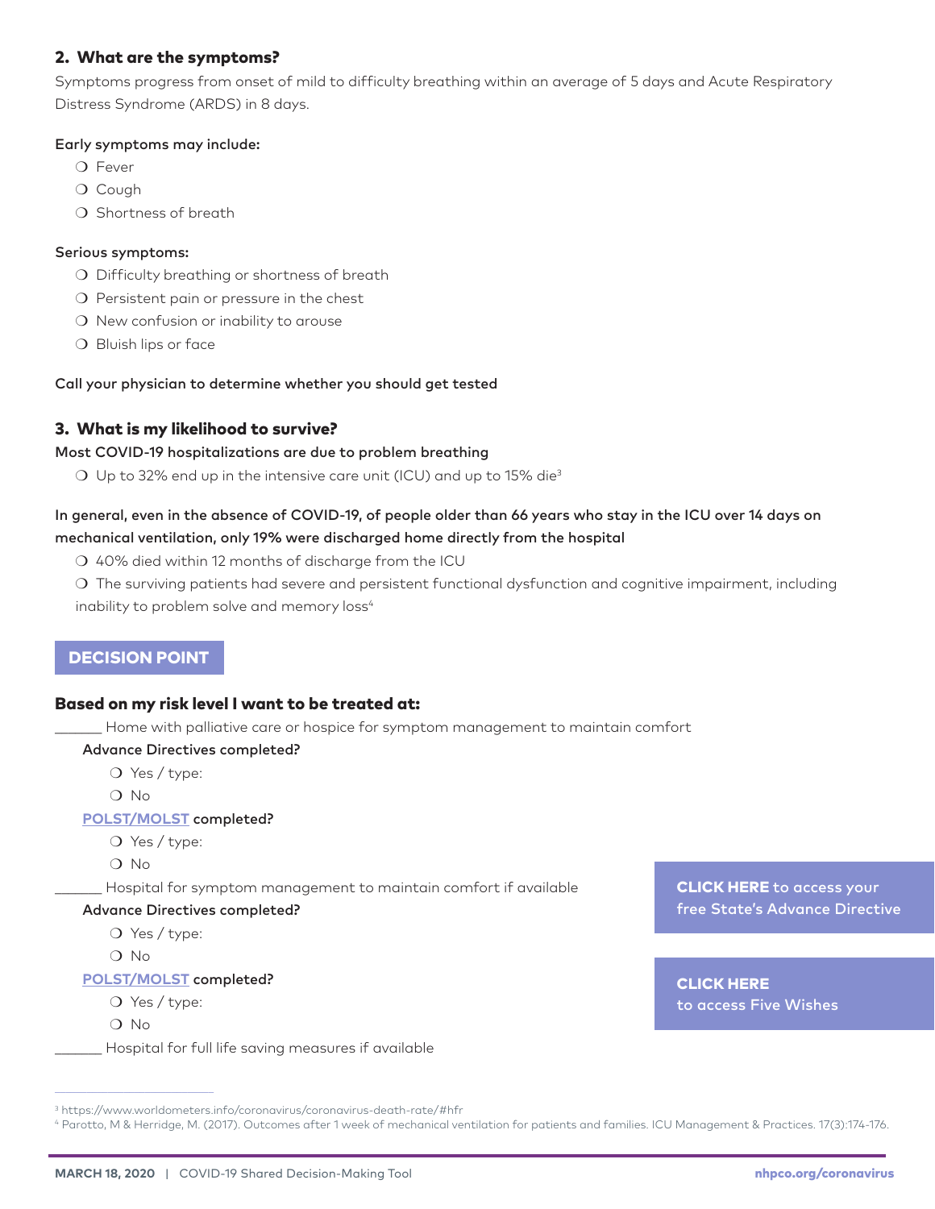## 2. What are the symptoms?

Symptoms progress from onset of mild to difficulty breathing within an average of 5 days and Acute Respiratory Distress Syndrome (ARDS) in 8 days.

**Early symptoms may include:**

- ❍ Fever
- ❍ Cough
- ❍ Shortness of breath

**Serious symptoms:**

- ❍ Difficulty breathing or shortness of breath
- ❍ Persistent pain or pressure in the chest
- ❍ New confusion or inability to arouse
- ❍ Bluish lips or face

**Call your physician to determine whether you should get tested**

## 3. What is my likelihood to survive?

**Most COVID-19 hospitalizations are due to problem breathing**

- ❍ Up to 32% end up in the intensive care unit (ICU) and up to 15% die[3]

**In general, even in the absence of COVID-19, of people older than 66 years who stay in the ICU over 14 days on mechanical ventilation, only 19% were discharged home directly from the hospital**

- ❍ 40% died within 12 months of discharge from the ICU
- ❍ The surviving patients had severe and persistent functional dysfunction and cognitive impairment, including inability to problem solve and memory loss[4]

**DECISION POINT**

### Based on my risk level I want to be treated at:

______ Home with palliative care or hospice for symptom management to maintain comfort

**Advance Directives completed?**

- ❍ Yes / type:
- ❍ No

**POLST/MOLST completed?**

- ❍ Yes / type:
- ❍ No

______ Hospital for symptom management to maintain comfort if available

**Advance Directives completed?**

- ❍ Yes / type:
- ❍ No

**POLST/MOLST completed?**

- ❍ Yes / type:
- ❍ No

______ Hospital for full life saving measures if available

**CLICK HERE** to access your free State's Advance Directive

**CLICK HERE** to access Five Wishes

[3] https://www.worldometers.info/coronavirus/coronavirus-death-rate/#hfr

[4] Parotto, M & Herridge, M. (2017). Outcomes after 1 week of mechanical ventilation for patients and families. ICU Management & Practices. 17(3):174-176.